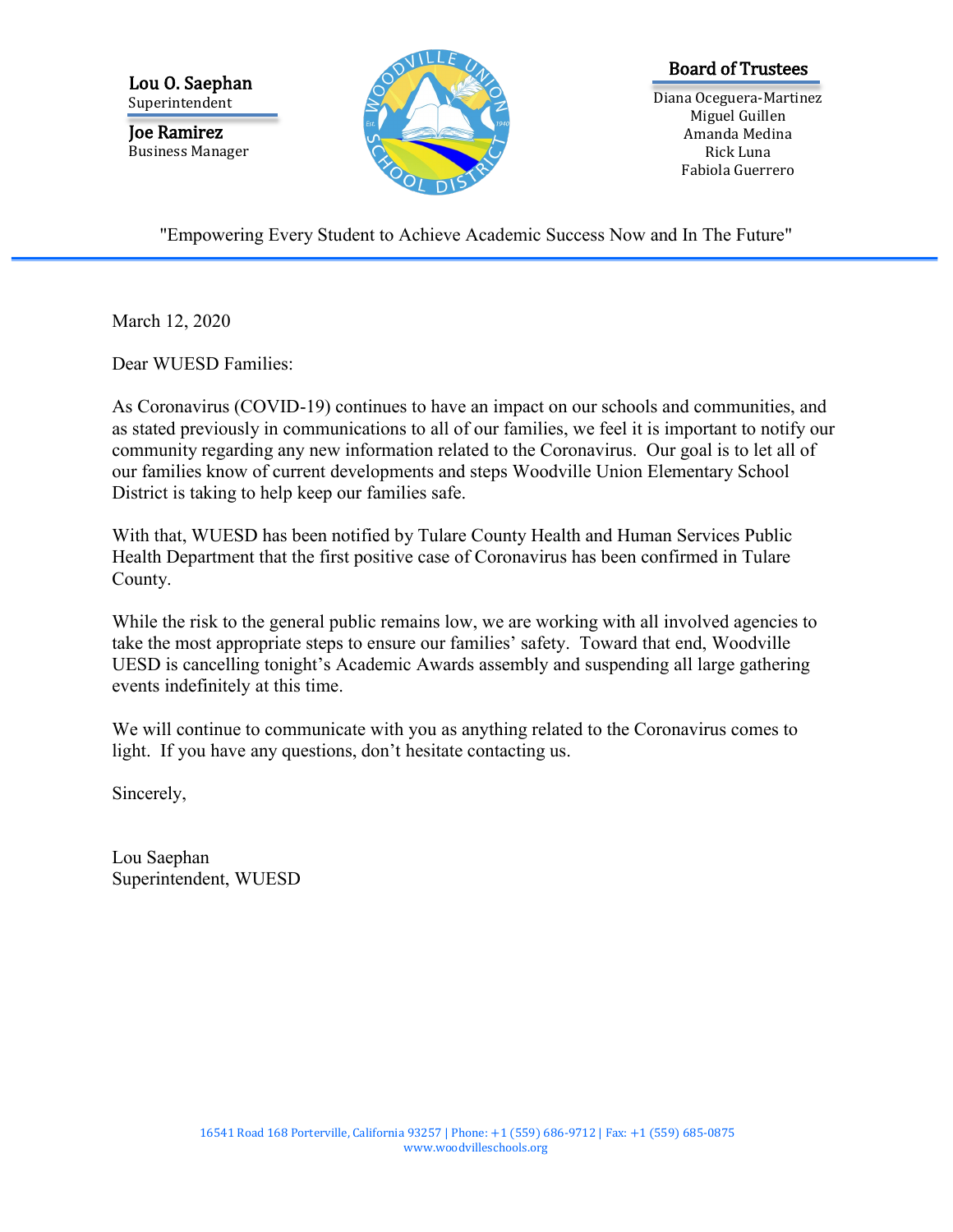**Lou O. Saephan**
Superintendent

**Joe Ramirez**
Business Manager

**Board of Trustees**

Diana Oceguera-Martinez
Miguel Guillen
Amanda Medina
Rick Luna
Fabiola Guerrero

"Empowering Every Student to Achieve Academic Success Now and In The Future"

---

March 12, 2020

Dear WUESD Families:

As Coronavirus (COVID-19) continues to have an impact on our schools and communities, and as stated previously in communications to all of our families, we feel it is important to notify our community regarding any new information related to the Coronavirus. Our goal is to let all of our families know of current developments and steps Woodville Union Elementary School District is taking to help keep our families safe.

With that, WUESD has been notified by Tulare County Health and Human Services Public Health Department that the first positive case of Coronavirus has been confirmed in Tulare County.

While the risk to the general public remains low, we are working with all involved agencies to take the most appropriate steps to ensure our families' safety. Toward that end, Woodville UESD is cancelling tonight's Academic Awards assembly and suspending all large gathering events indefinitely at this time.

We will continue to communicate with you as anything related to the Coronavirus comes to light. If you have any questions, don't hesitate contacting us.

Sincerely,

Lou Saephan
Superintendent, WUESD

16541 Road 168 Porterville, California 93257 | Phone: +1 (559) 686-9712 | Fax: +1 (559) 685-0875
www.woodvilleschools.org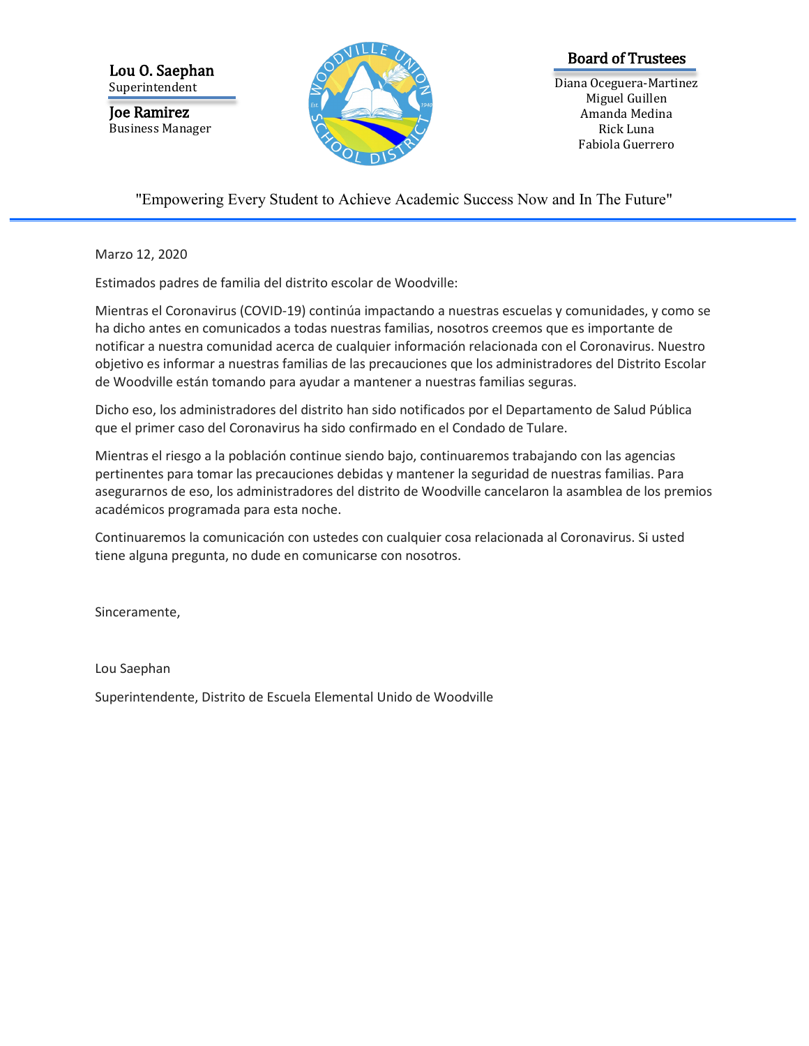**Lou O. Saephan**
Superintendent

**Joe Ramirez**
Business Manager

**Board of Trustees**

Diana Oceguera-Martinez
Miguel Guillen
Amanda Medina
Rick Luna
Fabiola Guerrero

"Empowering Every Student to Achieve Academic Success Now and In The Future"

---

Marzo 12, 2020

Estimados padres de familia del distrito escolar de Woodville:

Mientras el Coronavirus (COVID-19) continúa impactando a nuestras escuelas y comunidades, y como se ha dicho antes en comunicados a todas nuestras familias, nosotros creemos que es importante de notificar a nuestra comunidad acerca de cualquier información relacionada con el Coronavirus. Nuestro objetivo es informar a nuestras familias de las precauciones que los administradores del Distrito Escolar de Woodville están tomando para ayudar a mantener a nuestras familias seguras.

Dicho eso, los administradores del distrito han sido notificados por el Departamento de Salud Pública que el primer caso del Coronavirus ha sido confirmado en el Condado de Tulare.

Mientras el riesgo a la población continue siendo bajo, continuaremos trabajando con las agencias pertinentes para tomar las precauciones debidas y mantener la seguridad de nuestras familias. Para asegurarnos de eso, los administradores del distrito de Woodville cancelaron la asamblea de los premios académicos programada para esta noche.

Continuaremos la comunicación con ustedes con cualquier cosa relacionada al Coronavirus. Si usted tiene alguna pregunta, no dude en comunicarse con nosotros.

Sinceramente,

Lou Saephan

Superintendente, Distrito de Escuela Elemental Unido de Woodville